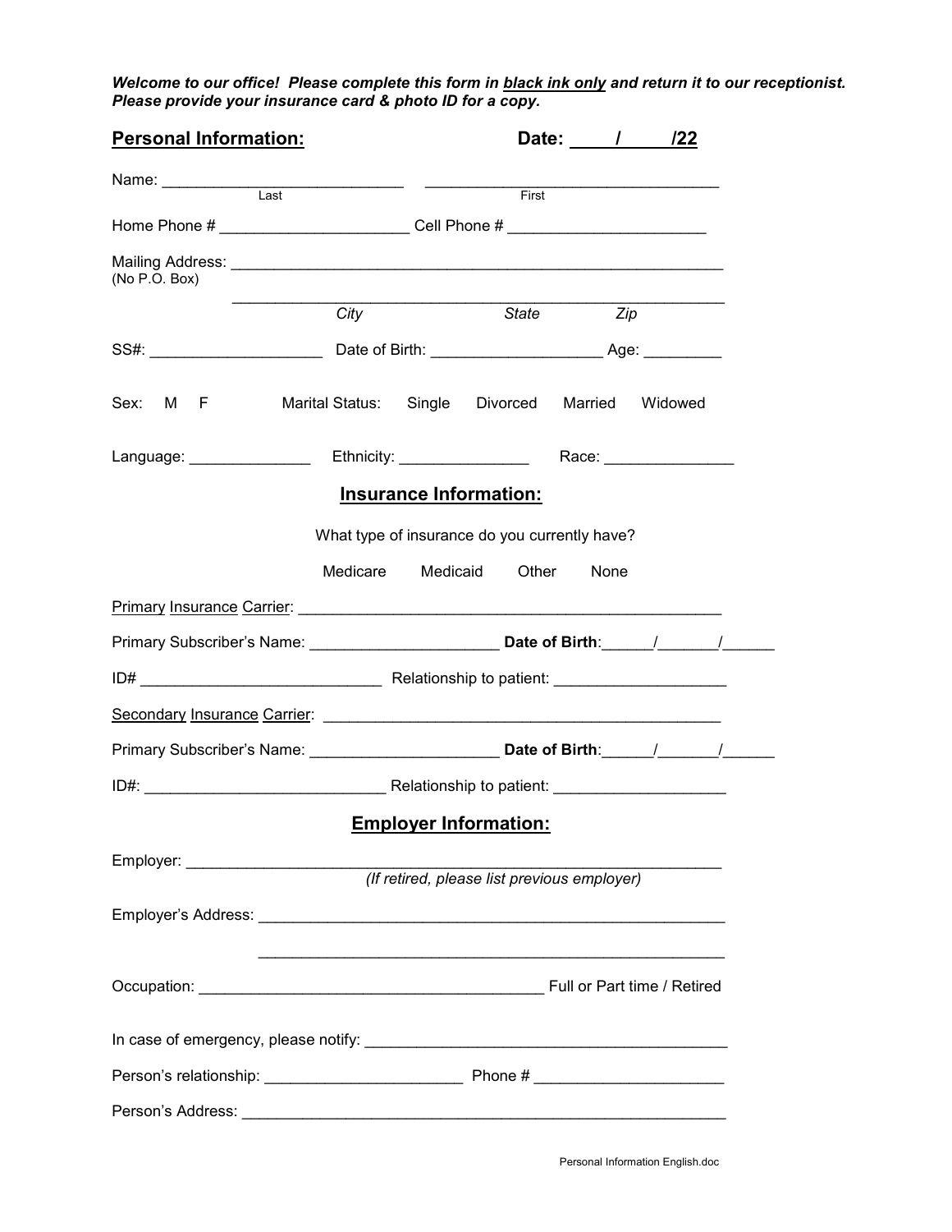***Welcome to our office! Please complete this form in black ink only and return it to our receptionist. Please provide your insurance card & photo ID for a copy.***

## Personal Information:

**Date: ____/____/22**

Name: ___________________________ (Last) ___________________________ (First)

Home Phone # ____________________ Cell Phone # ____________________

Mailing Address: _______________________________________________
(No P.O. Box)

_______________________________________________
*City* *State* *Zip*

SS#: __________________ Date of Birth: __________________ Age: ________

Sex: M F Marital Status: Single Divorced Married Widowed

Language: ______________ Ethnicity: ______________ Race: ______________

## Insurance Information:

What type of insurance do you currently have?

Medicare Medicaid Other None

Primary Insurance Carrier: _______________________________________________

Primary Subscriber's Name: ____________________ **Date of Birth**:______/______/______

ID# _________________________ Relationship to patient: __________________

Secondary Insurance Carrier: _______________________________________________

Primary Subscriber's Name: ____________________ **Date of Birth**:______/______/______

ID#: _________________________ Relationship to patient: __________________

## Employer Information:

Employer: _______________________________________________
*(If retired, please list previous employer)*

Employer's Address: _______________________________________________

_______________________________________________

Occupation: ______________________________________ Full or Part time / Retired

In case of emergency, please notify: _______________________________________________

Person's relationship: ____________________ Phone # ____________________

Person's Address: _______________________________________________

Personal Information English.doc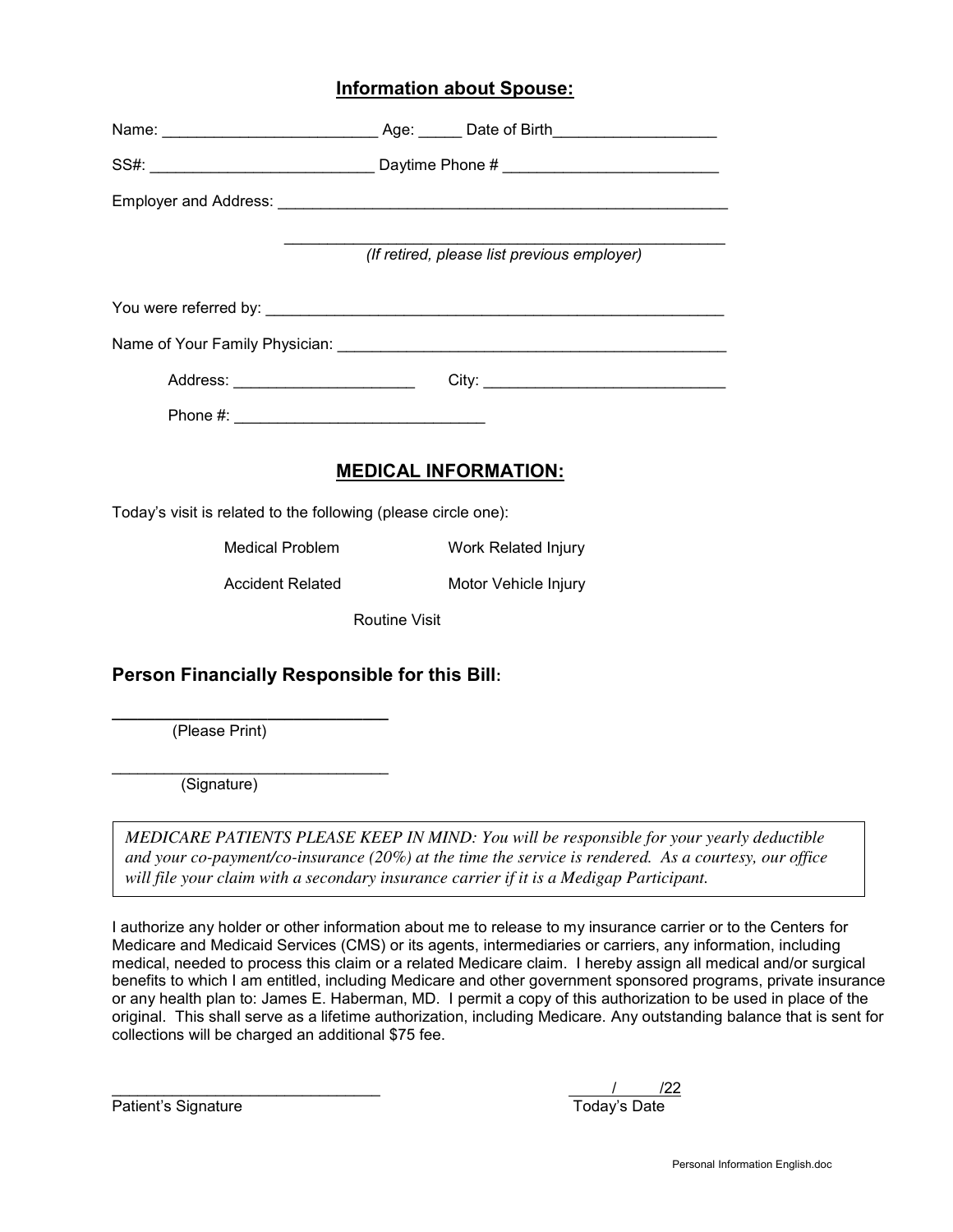## Information about Spouse:

Name: ________________________ Age: _____ Date of Birth___________________

SS#: _________________________ Daytime Phone # _________________________

Employer and Address: ______________________________________________________

______________________________________________________
*(If retired, please list previous employer)*

You were referred by: _______________________________________________________

Name of Your Family Physician: ______________________________________________

Address: _____________________ City: ____________________________

Phone #: ____________________________

## MEDICAL INFORMATION:

Today's visit is related to the following (please circle one):

Medical Problem — Work Related Injury

Accident Related — Motor Vehicle Injury

Routine Visit

### Person Financially Responsible for this Bill:

______________________________
(Please Print)

______________________________
(Signature)

> *MEDICARE PATIENTS PLEASE KEEP IN MIND: You will be responsible for your yearly deductible and your co-payment/co-insurance (20%) at the time the service is rendered. As a courtesy, our office will file your claim with a secondary insurance carrier if it is a Medigap Participant.*

I authorize any holder or other information about me to release to my insurance carrier or to the Centers for Medicare and Medicaid Services (CMS) or its agents, intermediaries or carriers, any information, including medical, needed to process this claim or a related Medicare claim. I hereby assign all medical and/or surgical benefits to which I am entitled, including Medicare and other government sponsored programs, private insurance or any health plan to: James E. Haberman, MD. I permit a copy of this authorization to be used in place of the original. This shall serve as a lifetime authorization, including Medicare. Any outstanding balance that is sent for collections will be charged an additional $75 fee.

______________________________ &nbsp;&nbsp;&nbsp;&nbsp; _____/_____/22

Patient's Signature &nbsp;&nbsp;&nbsp;&nbsp; Today's Date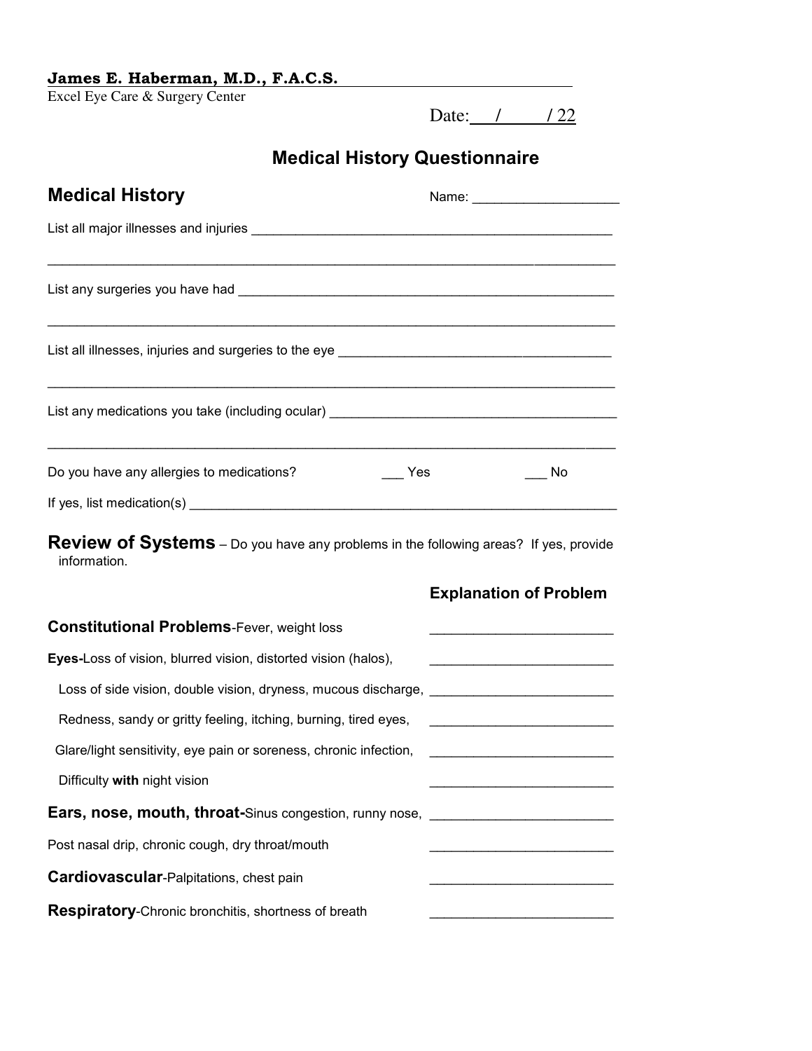**James E. Haberman, M.D., F.A.C.S.**
Excel Eye Care & Surgery Center

Date: ___/___/ 22

## Medical History Questionnaire

### Medical History

Name: ____________________

List all major illnesses and injuries ________________________________________________

______________________________________________________________________________

List any surgeries you have had ___________________________________________________

______________________________________________________________________________

List all illnesses, injuries and surgeries to the eye ____________________________________

______________________________________________________________________________

List any medications you take (including ocular) ______________________________________

______________________________________________________________________________

Do you have any allergies to medications? ___ Yes ___ No

If yes, list medication(s) _________________________________________________________

### Review of Systems – Do you have any problems in the following areas? If yes, provide information.

| | **Explanation of Problem** |
|---|---|
| **Constitutional Problems**-Fever, weight loss | ________________________ |
| **Eyes-**Loss of vision, blurred vision, distorted vision (halos), | ________________________ |
| Loss of side vision, double vision, dryness, mucous discharge, | ________________________ |
| Redness, sandy or gritty feeling, itching, burning, tired eyes, | ________________________ |
| Glare/light sensitivity, eye pain or soreness, chronic infection, | ________________________ |
| Difficulty **with** night vision | ________________________ |
| **Ears, nose, mouth, throat-**Sinus congestion, runny nose, | ________________________ |
| Post nasal drip, chronic cough, dry throat/mouth | ________________________ |
| **Cardiovascular**-Palpitations, chest pain | ________________________ |
| **Respiratory**-Chronic bronchitis, shortness of breath | ________________________ |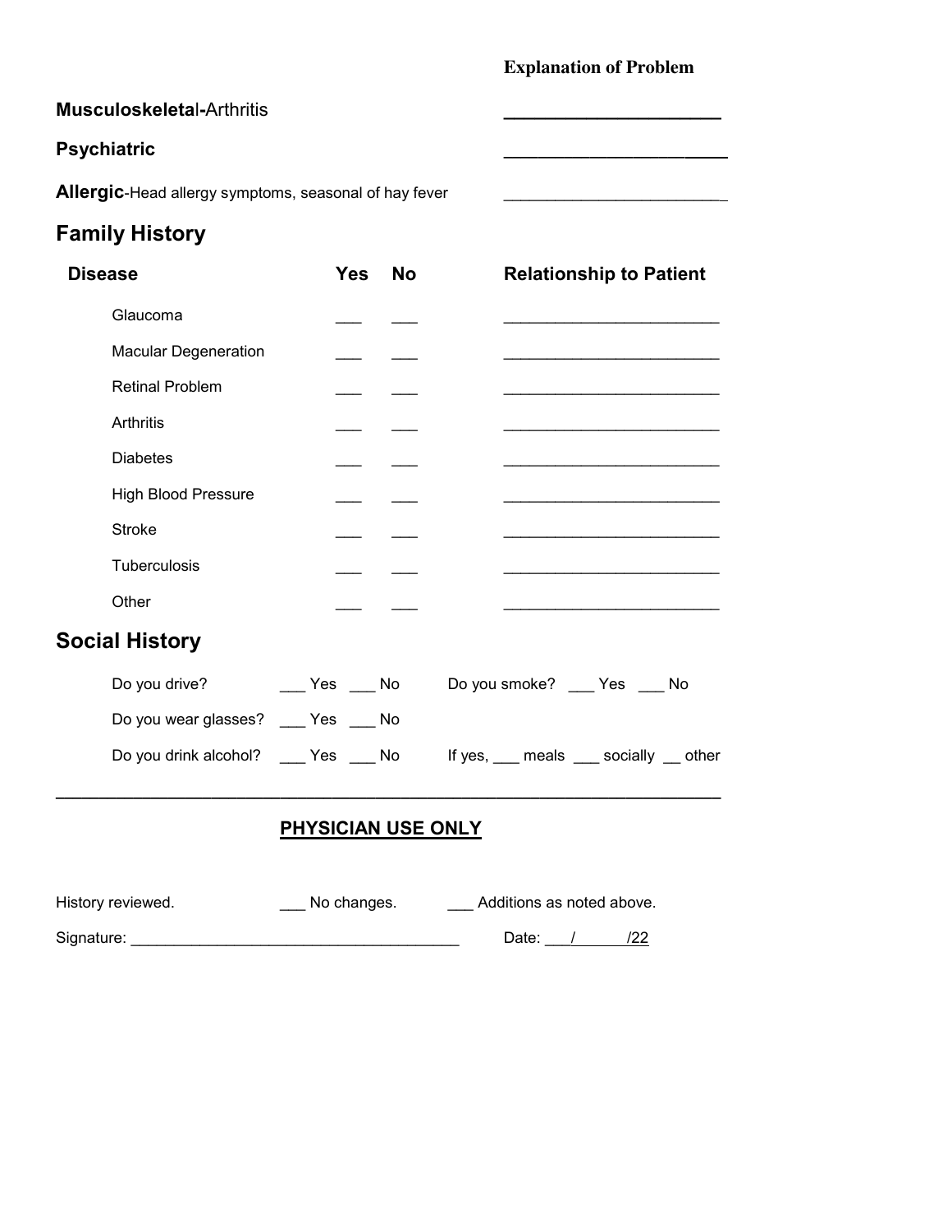| | Explanation of Problem |
|---|---|
| **Musculoskeletal**-Arthritis | ______________________ |
| **Psychiatric** | ______________________ |
| **Allergic**-Head allergy symptoms, seasonal of hay fever | ______________________ |

## Family History

| Disease | Yes | No | Relationship to Patient |
|---|---|---|---|
| Glaucoma | ___ | ___ | ______________________ |
| Macular Degeneration | ___ | ___ | ______________________ |
| Retinal Problem | ___ | ___ | ______________________ |
| Arthritis | ___ | ___ | ______________________ |
| Diabetes | ___ | ___ | ______________________ |
| High Blood Pressure | ___ | ___ | ______________________ |
| Stroke | ___ | ___ | ______________________ |
| Tuberculosis | ___ | ___ | ______________________ |
| Other | ___ | ___ | ______________________ |

## Social History

Do you drive? ___ Yes ___ No    Do you smoke? ___ Yes ___ No

Do you wear glasses? ___ Yes ___ No

Do you drink alcohol? ___ Yes ___ No    If yes, ___ meals ___ socially __ other

---

**PHYSICIAN USE ONLY**

History reviewed.    ___ No changes.    ___ Additions as noted above.

Signature: ______________________________________    Date: ___/______/22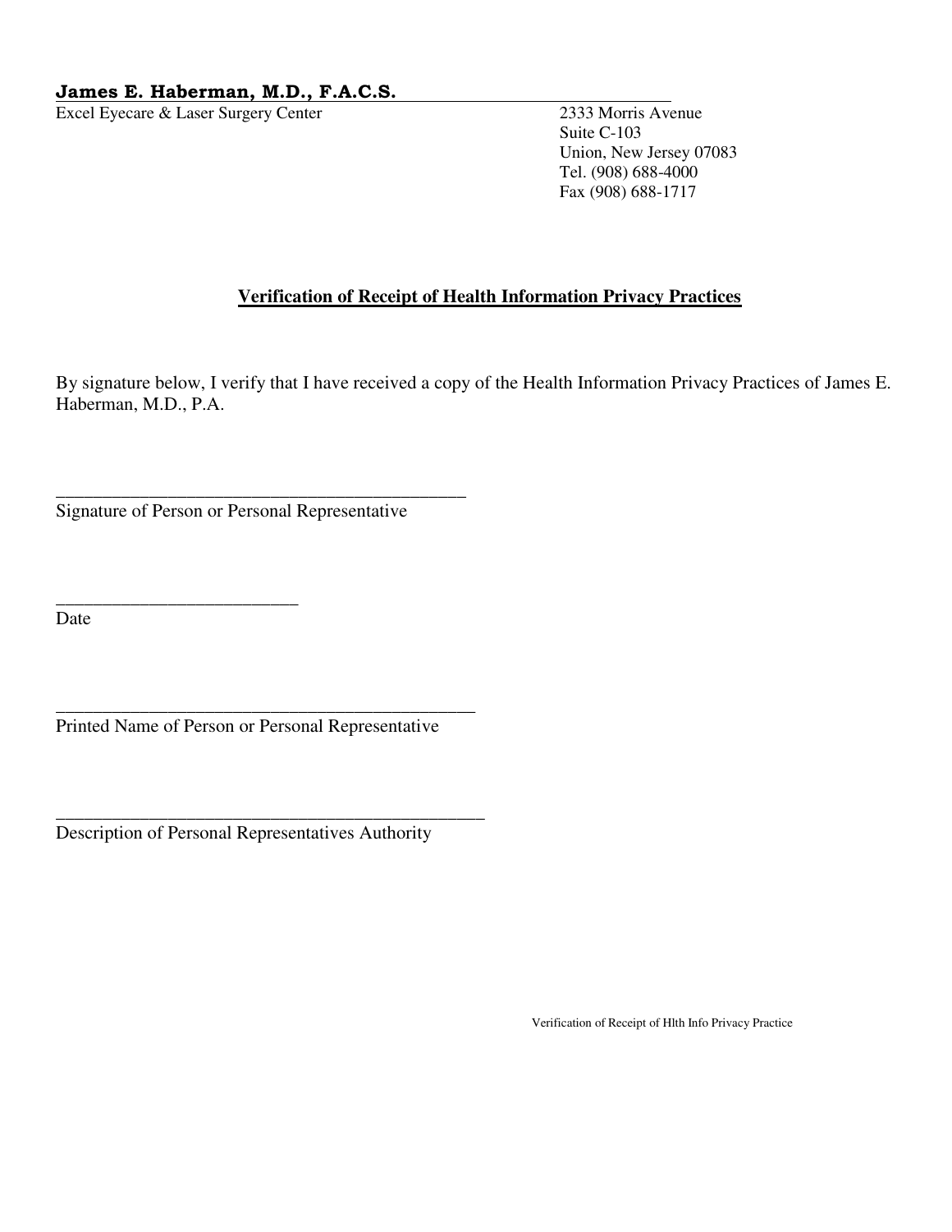**James E. Haberman, M.D., F.A.C.S.**

Excel Eyecare & Laser Surgery Center

2333 Morris Avenue
Suite C-103
Union, New Jersey 07083
Tel. (908) 688-4000
Fax (908) 688-1717

## Verification of Receipt of Health Information Privacy Practices

By signature below, I verify that I have received a copy of the Health Information Privacy Practices of James E. Haberman, M.D., P.A.

_______________________________________________
Signature of Person or Personal Representative

_________________________
Date

_______________________________________________
Printed Name of Person or Personal Representative

_______________________________________________
Description of Personal Representatives Authority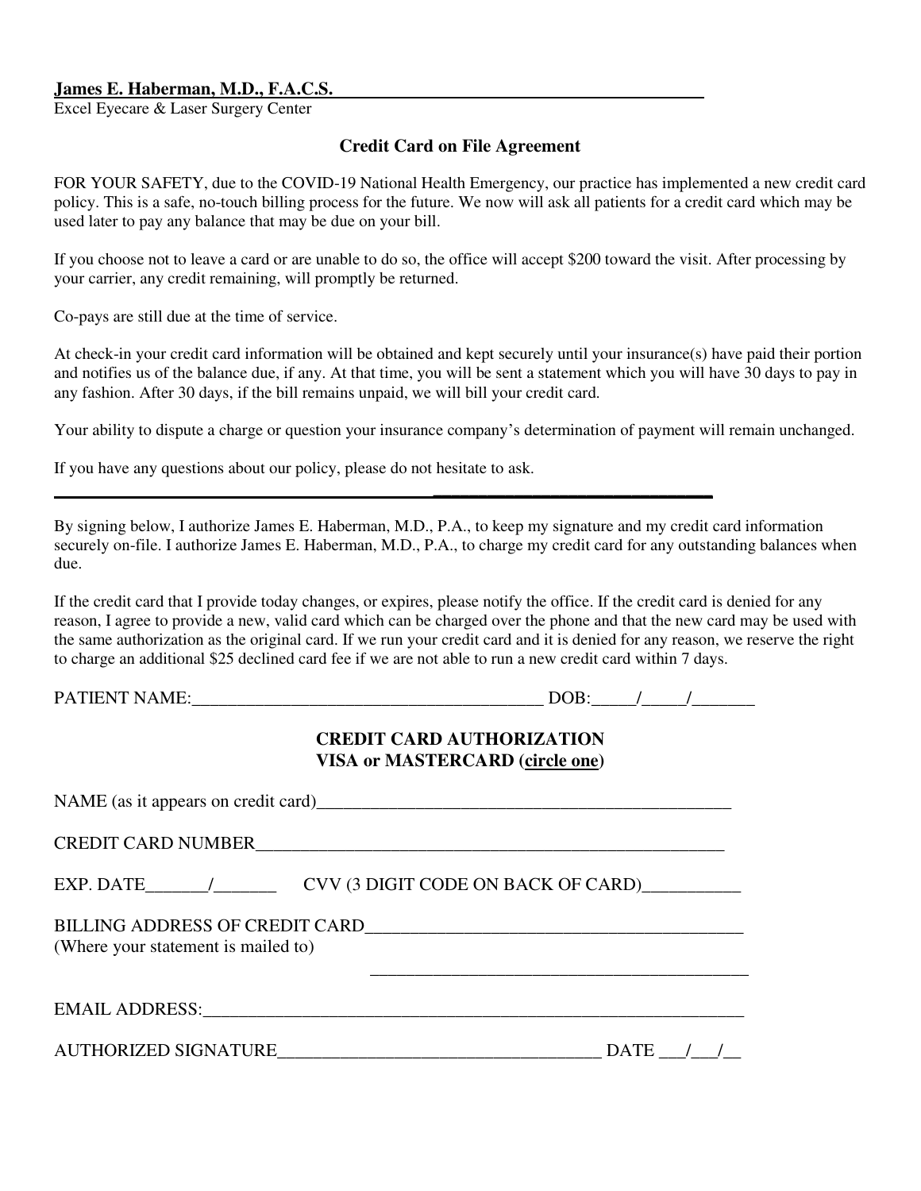**James E. Haberman, M.D., F.A.C.S.**

Excel Eyecare & Laser Surgery Center

## Credit Card on File Agreement

FOR YOUR SAFETY, due to the COVID-19 National Health Emergency, our practice has implemented a new credit card policy. This is a safe, no-touch billing process for the future. We now will ask all patients for a credit card which may be used later to pay any balance that may be due on your bill.

If you choose not to leave a card or are unable to do so, the office will accept $200 toward the visit. After processing by your carrier, any credit remaining, will promptly be returned.

Co-pays are still due at the time of service.

At check-in your credit card information will be obtained and kept securely until your insurance(s) have paid their portion and notifies us of the balance due, if any. At that time, you will be sent a statement which you will have 30 days to pay in any fashion. After 30 days, if the bill remains unpaid, we will bill your credit card.

Your ability to dispute a charge or question your insurance company's determination of payment will remain unchanged.

If you have any questions about our policy, please do not hesitate to ask.

---

By signing below, I authorize James E. Haberman, M.D., P.A., to keep my signature and my credit card information securely on-file. I authorize James E. Haberman, M.D., P.A., to charge my credit card for any outstanding balances when due.

If the credit card that I provide today changes, or expires, please notify the office. If the credit card is denied for any reason, I agree to provide a new, valid card which can be charged over the phone and that the new card may be used with the same authorization as the original card. If we run your credit card and it is denied for any reason, we reserve the right to charge an additional $25 declined card fee if we are not able to run a new credit card within 7 days.

PATIENT NAME:________________________________________ DOB:_____/_____/_______

**CREDIT CARD AUTHORIZATION**
**VISA or MASTERCARD (circle one)**

NAME (as it appears on credit card)________________________________________________

CREDIT CARD NUMBER______________________________________________________

EXP. DATE_______/_______ CVV (3 DIGIT CODE ON BACK OF CARD)___________

BILLING ADDRESS OF CREDIT CARD__________________________________________
(Where your statement is mailed to)

__________________________________________

EMAIL ADDRESS:_______________________________________________________________

AUTHORIZED SIGNATURE_____________________________________ DATE ___/___/__